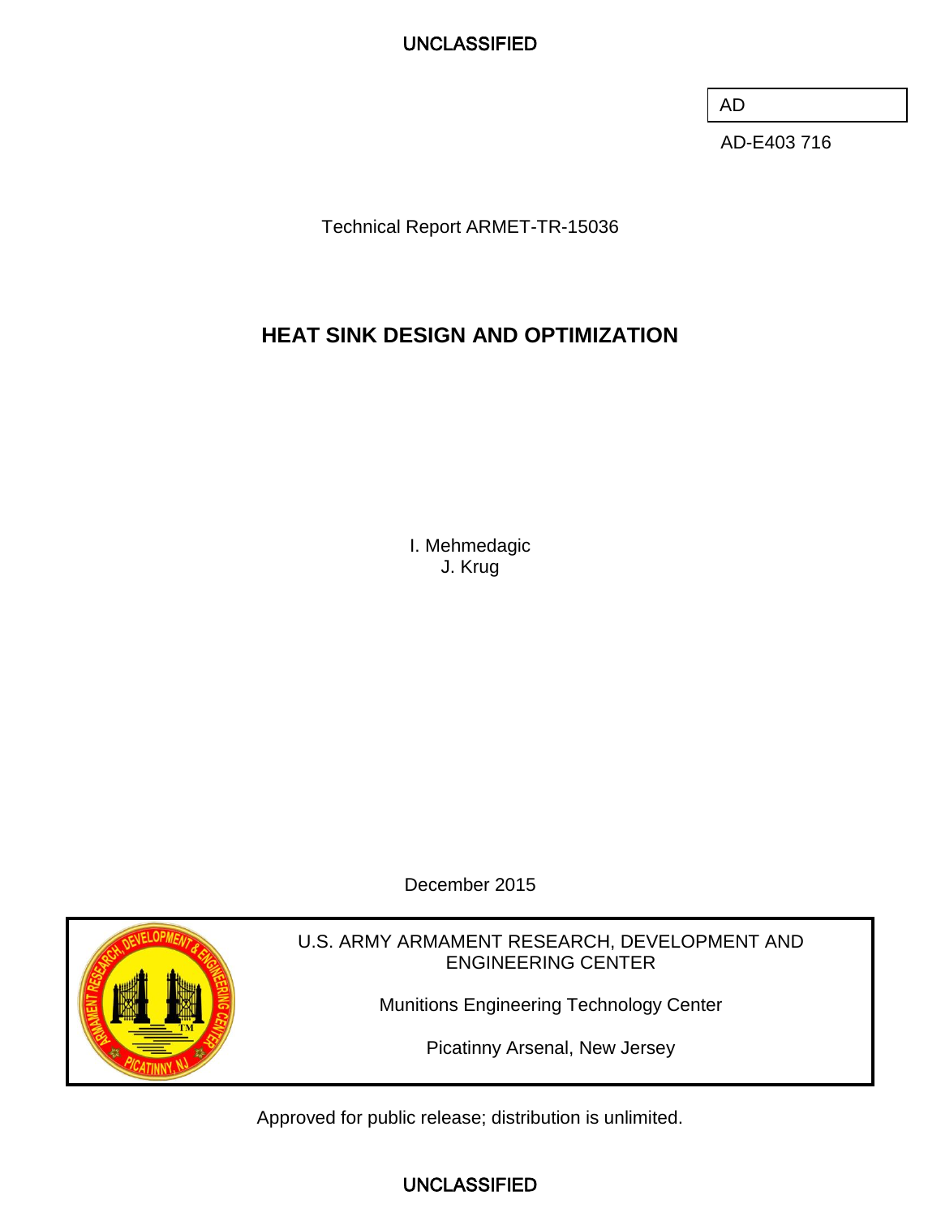UNCLASSIFIED

AD

AD-E403 716

Technical Report ARMET-TR-15036

# HEAT SINK DESIGN AND OPTIMIZATION

I. Mehmedagic
J. Krug

December 2015

U.S. ARMY ARMAMENT RESEARCH, DEVELOPMENT AND ENGINEERING CENTER

Munitions Engineering Technology Center

Picatinny Arsenal, New Jersey

Approved for public release; distribution is unlimited.

UNCLASSIFIED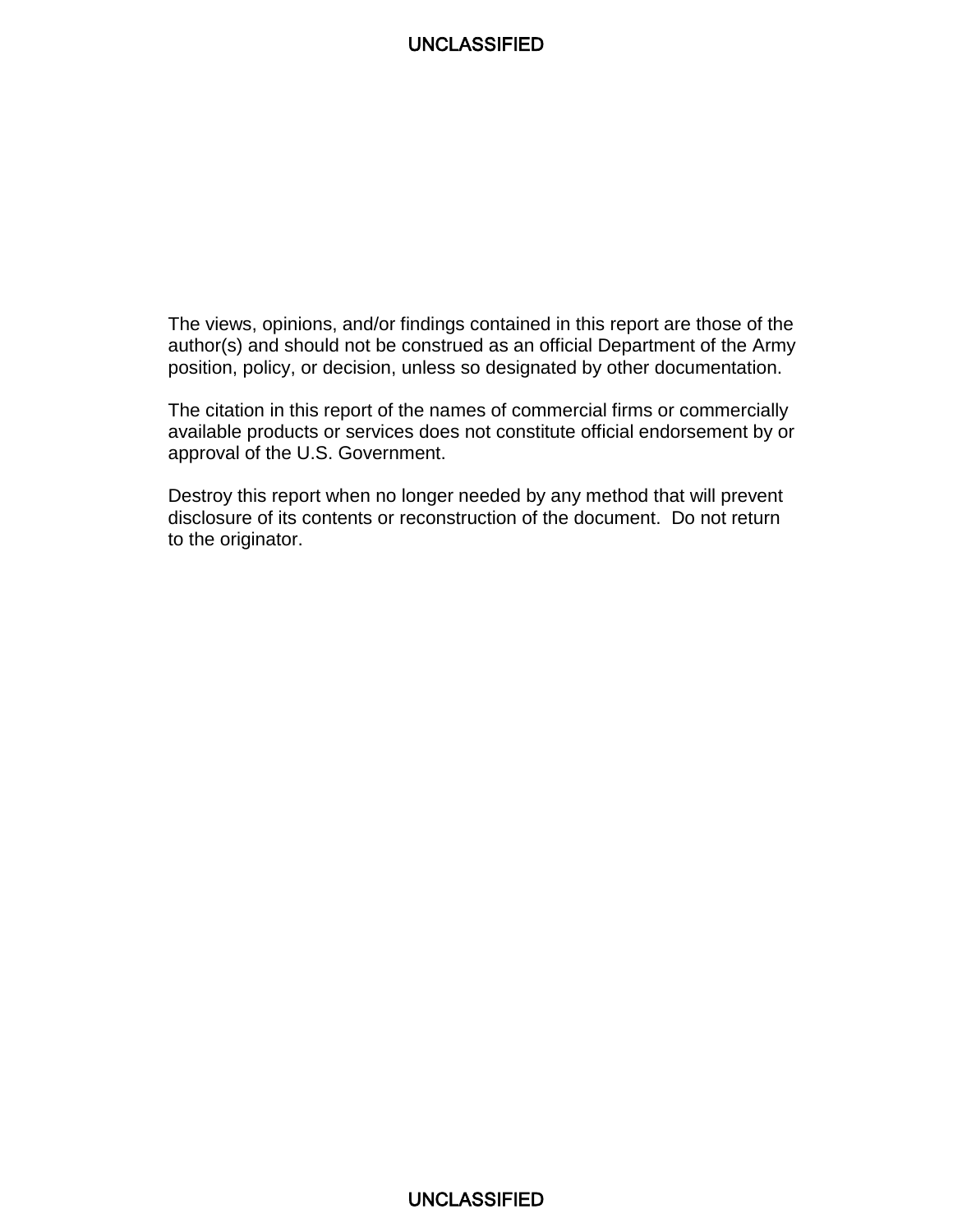UNCLASSIFIED

The views, opinions, and/or findings contained in this report are those of the author(s) and should not be construed as an official Department of the Army position, policy, or decision, unless so designated by other documentation.

The citation in this report of the names of commercial firms or commercially available products or services does not constitute official endorsement by or approval of the U.S. Government.

Destroy this report when no longer needed by any method that will prevent disclosure of its contents or reconstruction of the document. Do not return to the originator.

UNCLASSIFIED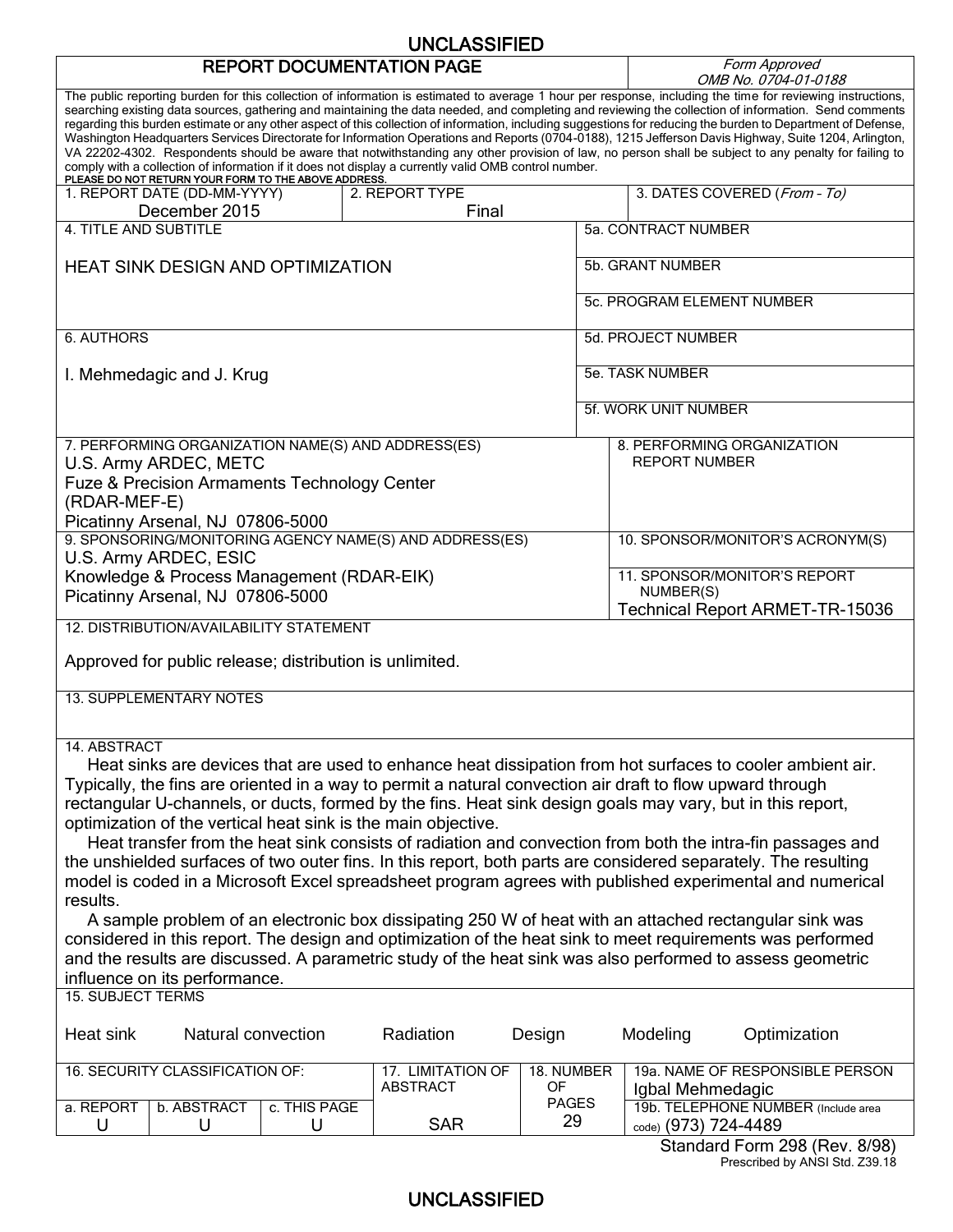UNCLASSIFIED

# REPORT DOCUMENTATION PAGE

*Form Approved*
*OMB No. 0704-01-0188*

The public reporting burden for this collection of information is estimated to average 1 hour per response, including the time for reviewing instructions, searching existing data sources, gathering and maintaining the data needed, and completing and reviewing the collection of information. Send comments regarding this burden estimate or any other aspect of this collection of information, including suggestions for reducing the burden to Department of Defense, Washington Headquarters Services Directorate for Information Operations and Reports (0704-0188), 1215 Jefferson Davis Highway, Suite 1204, Arlington, VA 22202-4302. Respondents should be aware that notwithstanding any other provision of law, no person shall be subject to any penalty for failing to comply with a collection of information if it does not display a currently valid OMB control number.
**PLEASE DO NOT RETURN YOUR FORM TO THE ABOVE ADDRESS.**

| 1. REPORT DATE (DD-MM-YYYY) | 2. REPORT TYPE | 3. DATES COVERED (*From – To*) |
|---|---|---|
| December 2015 | Final | |

**4. TITLE AND SUBTITLE**

HEAT SINK DESIGN AND OPTIMIZATION

5a. CONTRACT NUMBER

5b. GRANT NUMBER

5c. PROGRAM ELEMENT NUMBER

**6. AUTHORS**

I. Mehmedagic and J. Krug

5d. PROJECT NUMBER

5e. TASK NUMBER

5f. WORK UNIT NUMBER

**7. PERFORMING ORGANIZATION NAME(S) AND ADDRESS(ES)**

U.S. Army ARDEC, METC
Fuze & Precision Armaments Technology Center
(RDAR-MEF-E)
Picatinny Arsenal, NJ 07806-5000

8. PERFORMING ORGANIZATION REPORT NUMBER

**9. SPONSORING/MONITORING AGENCY NAME(S) AND ADDRESS(ES)**

U.S. Army ARDEC, ESIC
Knowledge & Process Management (RDAR-EIK)
Picatinny Arsenal, NJ 07806-5000

10. SPONSOR/MONITOR'S ACRONYM(S)

11. SPONSOR/MONITOR'S REPORT NUMBER(S)
Technical Report ARMET-TR-15036

**12. DISTRIBUTION/AVAILABILITY STATEMENT**

Approved for public release; distribution is unlimited.

**13. SUPPLEMENTARY NOTES**

**14. ABSTRACT**

Heat sinks are devices that are used to enhance heat dissipation from hot surfaces to cooler ambient air. Typically, the fins are oriented in a way to permit a natural convection air draft to flow upward through rectangular U-channels, or ducts, formed by the fins. Heat sink design goals may vary, but in this report, optimization of the vertical heat sink is the main objective.

Heat transfer from the heat sink consists of radiation and convection from both the intra-fin passages and the unshielded surfaces of two outer fins. In this report, both parts are considered separately. The resulting model is coded in a Microsoft Excel spreadsheet program agrees with published experimental and numerical results.

A sample problem of an electronic box dissipating 250 W of heat with an attached rectangular sink was considered in this report. The design and optimization of the heat sink to meet requirements was performed and the results are discussed. A parametric study of the heat sink was also performed to assess geometric influence on its performance.

**15. SUBJECT TERMS**

Heat sink  Natural convection  Radiation  Design  Modeling  Optimization

| 16. SECURITY CLASSIFICATION OF: | | | 17. LIMITATION OF ABSTRACT | 18. NUMBER OF PAGES | 19a. NAME OF RESPONSIBLE PERSON |
|---|---|---|---|---|---|
| a. REPORT | b. ABSTRACT | c. THIS PAGE | | | Igbal Mehmedagic |
| U | U | U | SAR | 29 | 19b. TELEPHONE NUMBER (Include area code) (973) 724-4489 |

Standard Form 298 (Rev. 8/98)
Prescribed by ANSI Std. Z39.18

UNCLASSIFIED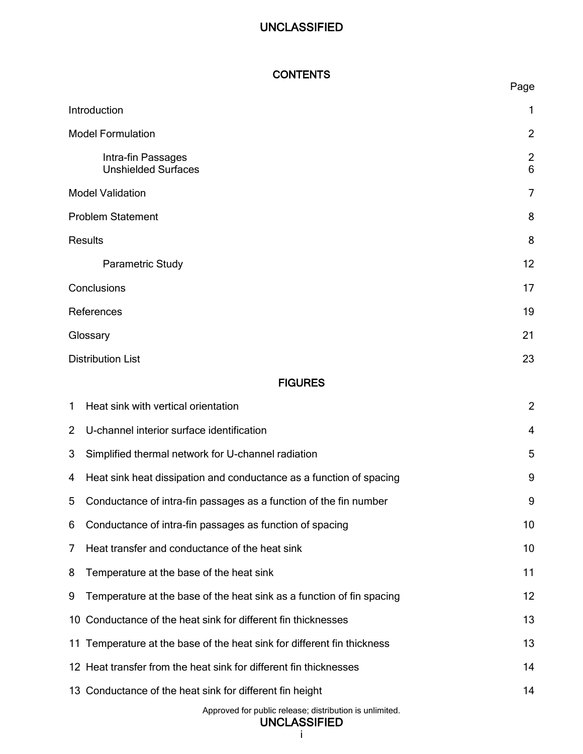## CONTENTS

| | Page |
|---|---|
| Introduction | 1 |
| Model Formulation | 2 |
| Intra-fin Passages | 2 |
| Unshielded Surfaces | 6 |
| Model Validation | 7 |
| Problem Statement | 8 |
| Results | 8 |
| Parametric Study | 12 |
| Conclusions | 17 |
| References | 19 |
| Glossary | 21 |
| Distribution List | 23 |

## FIGURES

| | | |
|---|---|---|
| 1 | Heat sink with vertical orientation | 2 |
| 2 | U-channel interior surface identification | 4 |
| 3 | Simplified thermal network for U-channel radiation | 5 |
| 4 | Heat sink heat dissipation and conductance as a function of spacing | 9 |
| 5 | Conductance of intra-fin passages as a function of the fin number | 9 |
| 6 | Conductance of intra-fin passages as function of spacing | 10 |
| 7 | Heat transfer and conductance of the heat sink | 10 |
| 8 | Temperature at the base of the heat sink | 11 |
| 9 | Temperature at the base of the heat sink as a function of fin spacing | 12 |
| 10 | Conductance of the heat sink for different fin thicknesses | 13 |
| 11 | Temperature at the base of the heat sink for different fin thickness | 13 |
| 12 | Heat transfer from the heat sink for different fin thicknesses | 14 |
| 13 | Conductance of the heat sink for different fin height | 14 |

Approved for public release; distribution is unlimited.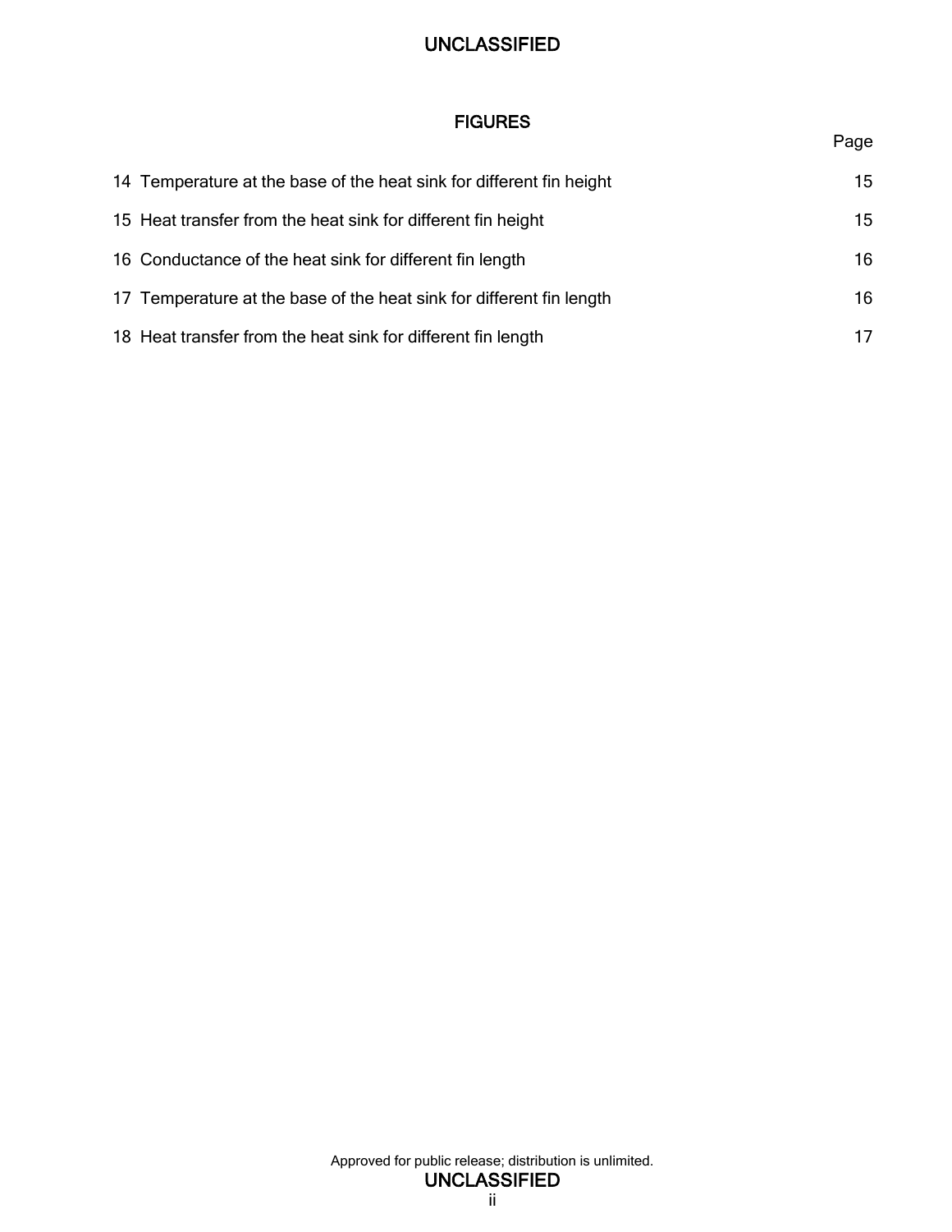## FIGURES

| | Page |
|---|---|
| 14 Temperature at the base of the heat sink for different fin height | 15 |
| 15 Heat transfer from the heat sink for different fin height | 15 |
| 16 Conductance of the heat sink for different fin length | 16 |
| 17 Temperature at the base of the heat sink for different fin length | 16 |
| 18 Heat transfer from the heat sink for different fin length | 17 |

Approved for public release; distribution is unlimited.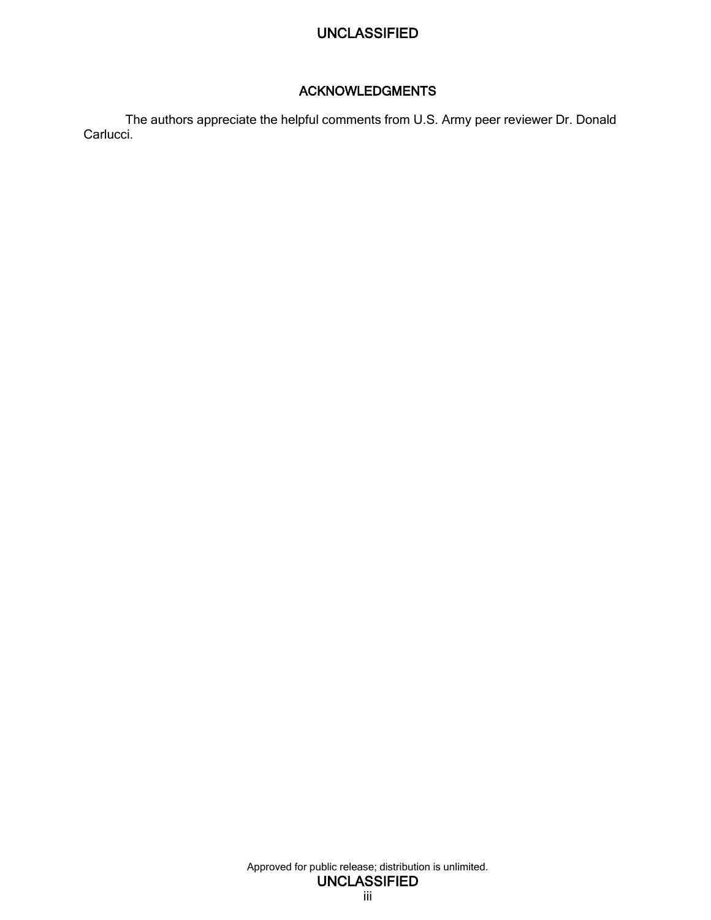# ACKNOWLEDGMENTS

The authors appreciate the helpful comments from U.S. Army peer reviewer Dr. Donald Carlucci.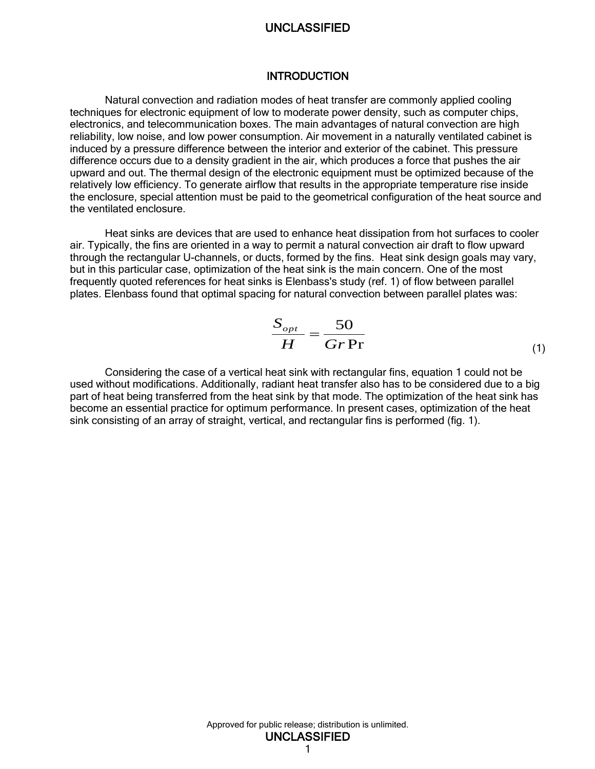# INTRODUCTION

Natural convection and radiation modes of heat transfer are commonly applied cooling techniques for electronic equipment of low to moderate power density, such as computer chips, electronics, and telecommunication boxes. The main advantages of natural convection are high reliability, low noise, and low power consumption. Air movement in a naturally ventilated cabinet is induced by a pressure difference between the interior and exterior of the cabinet. This pressure difference occurs due to a density gradient in the air, which produces a force that pushes the air upward and out. The thermal design of the electronic equipment must be optimized because of the relatively low efficiency. To generate airflow that results in the appropriate temperature rise inside the enclosure, special attention must be paid to the geometrical configuration of the heat source and the ventilated enclosure.

Heat sinks are devices that are used to enhance heat dissipation from hot surfaces to cooler air. Typically, the fins are oriented in a way to permit a natural convection air draft to flow upward through the rectangular U-channels, or ducts, formed by the fins. Heat sink design goals may vary, but in this particular case, optimization of the heat sink is the main concern. One of the most frequently quoted references for heat sinks is Elenbass's study (ref. 1) of flow between parallel plates. Elenbass found that optimal spacing for natural convection between parallel plates was:

$$\frac{S_{opt}}{H} = \frac{50}{Gr\,\mathrm{Pr}} \tag{1}$$

Considering the case of a vertical heat sink with rectangular fins, equation 1 could not be used without modifications. Additionally, radiant heat transfer also has to be considered due to a big part of heat being transferred from the heat sink by that mode. The optimization of the heat sink has become an essential practice for optimum performance. In present cases, optimization of the heat sink consisting of an array of straight, vertical, and rectangular fins is performed (fig. 1).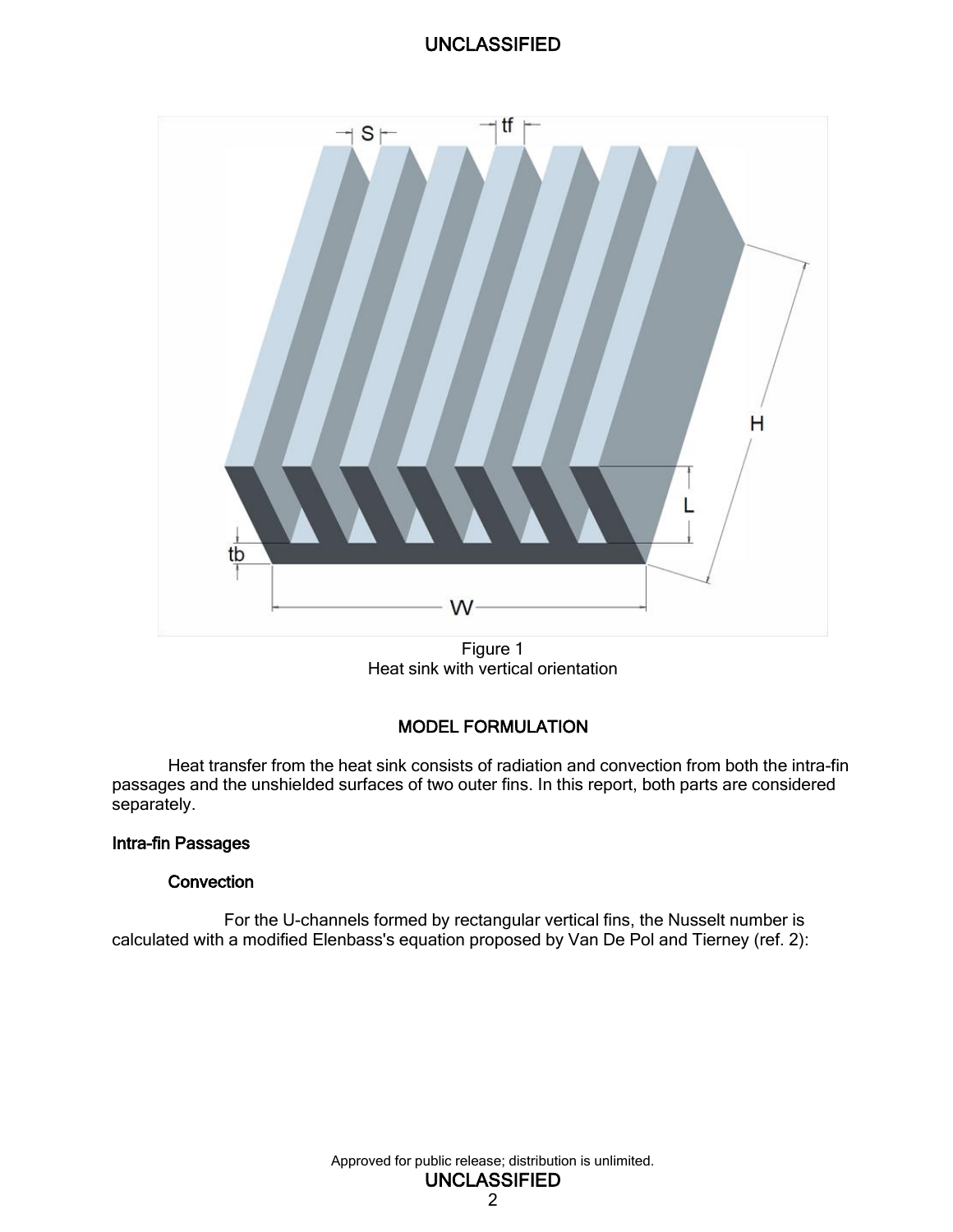Figure 1
Heat sink with vertical orientation

## MODEL FORMULATION

Heat transfer from the heat sink consists of radiation and convection from both the intra-fin passages and the unshielded surfaces of two outer fins. In this report, both parts are considered separately.

### Intra-fin Passages

#### Convection

For the U-channels formed by rectangular vertical fins, the Nusselt number is calculated with a modified Elenbass's equation proposed by Van De Pol and Tierney (ref. 2):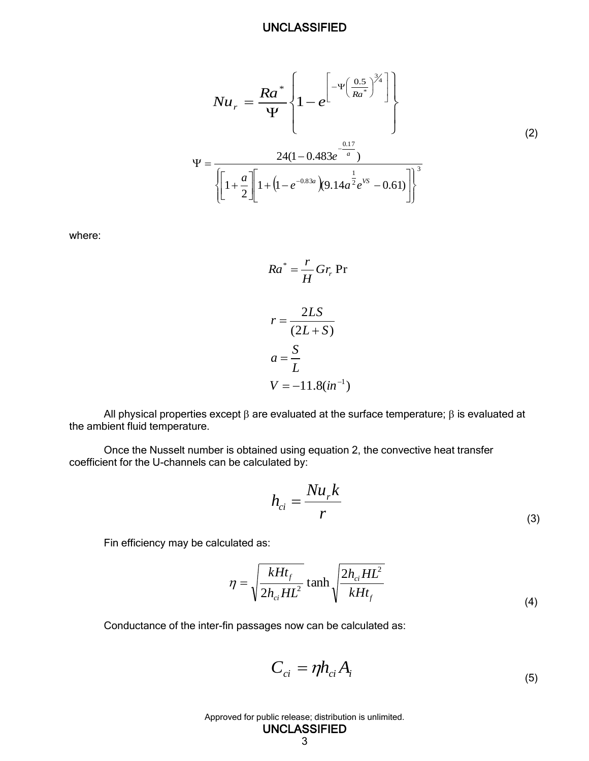$$Nu_r = \frac{Ra^*}{\Psi}\left\{1 - e^{\left[-\Psi\left(\frac{0.5}{Ra^*}\right)^{3/4}\right]}\right\}$$

$$\Psi = \frac{24(1-0.483e^{-\frac{0.17}{a}})}{\left\{\left[1+\frac{a}{2}\right]\left[1+\left(1-e^{-0.83a}\right)\left(9.14a^{\frac{1}{2}}e^{VS}-0.61\right)\right]\right\}^3} \tag{2}$$

where:

$$Ra^* = \frac{r}{H} Gr_r \Pr$$

$$r = \frac{2LS}{(2L+S)}$$

$$a = \frac{S}{L}$$

$$V = -11.8(in^{-1})$$

All physical properties except $\beta$ are evaluated at the surface temperature; $\beta$ is evaluated at the ambient fluid temperature.

Once the Nusselt number is obtained using equation 2, the convective heat transfer coefficient for the U-channels can be calculated by:

$$h_{ci} = \frac{Nu_r k}{r} \tag{3}$$

Fin efficiency may be calculated as:

$$\eta = \sqrt{\frac{kHt_f}{2h_{ci}HL^2}}\tanh\sqrt{\frac{2h_{ci}HL^2}{kHt_f}} \tag{4}$$

Conductance of the inter-fin passages now can be calculated as:

$$C_{ci} = \eta h_{ci} A_i \tag{5}$$

Approved for public release; distribution is unlimited.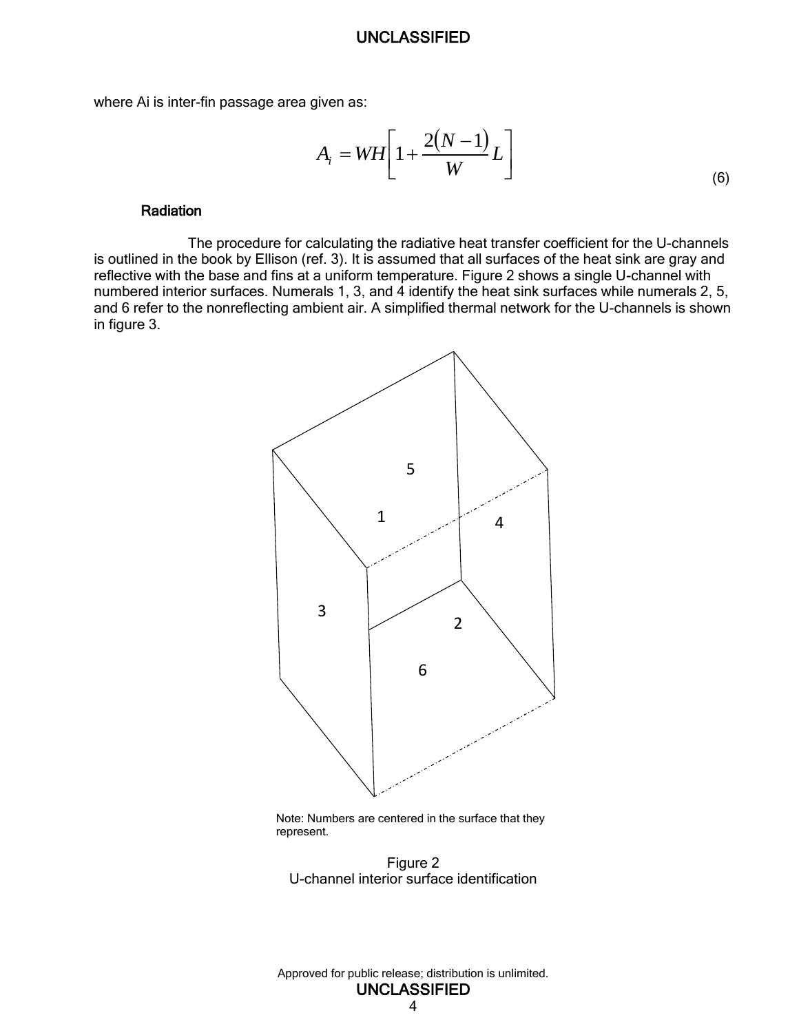where Ai is inter-fin passage area given as:

$$A_i = WH\left[1 + \frac{2(N-1)}{W}L\right] \tag{6}$$

### Radiation

The procedure for calculating the radiative heat transfer coefficient for the U-channels is outlined in the book by Ellison (ref. 3). It is assumed that all surfaces of the heat sink are gray and reflective with the base and fins at a uniform temperature. Figure 2 shows a single U-channel with numbered interior surfaces. Numerals 1, 3, and 4 identify the heat sink surfaces while numerals 2, 5, and 6 refer to the nonreflecting ambient air. A simplified thermal network for the U-channels is shown in figure 3.

Note: Numbers are centered in the surface that they represent.

Figure 2
U-channel interior surface identification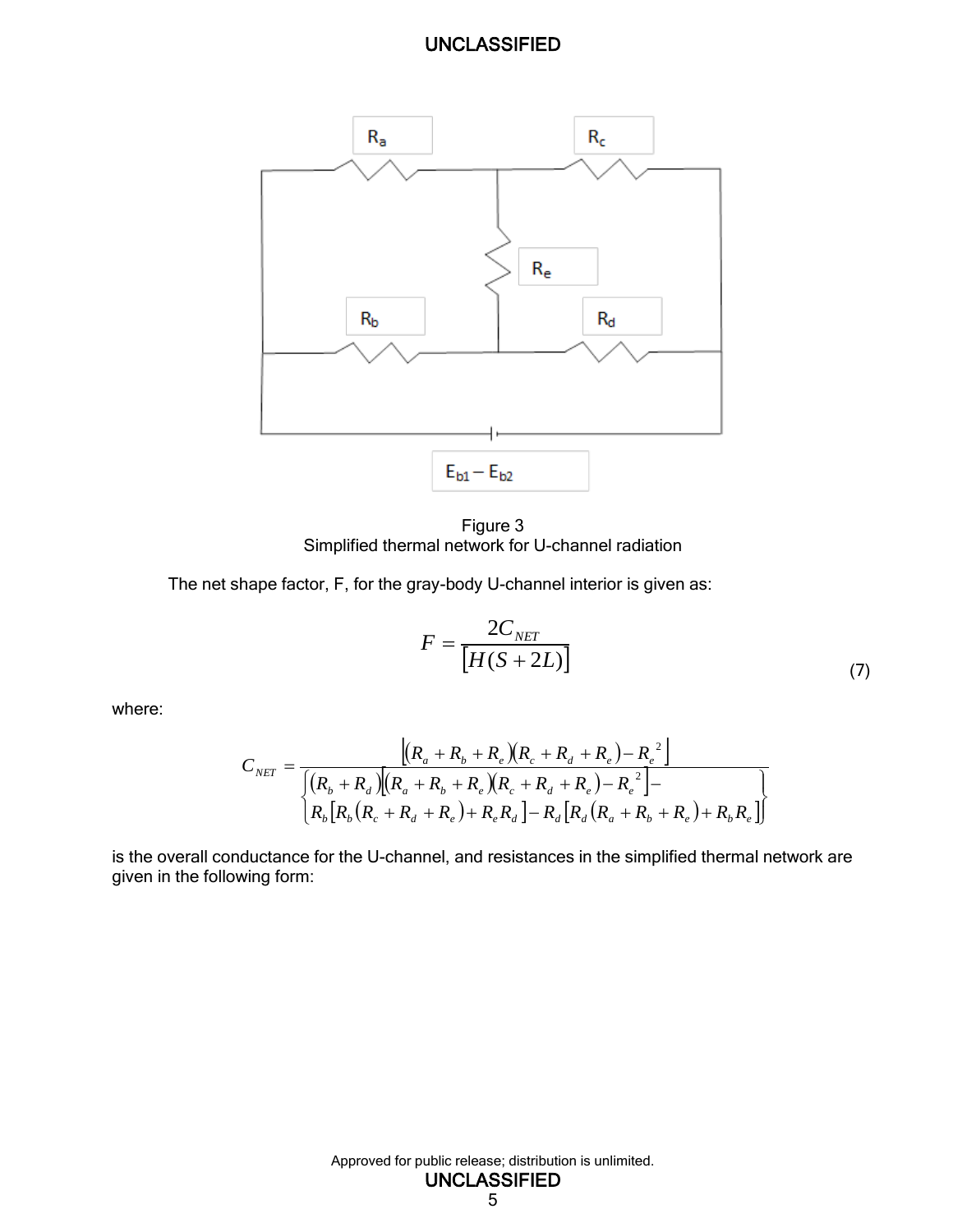Figure 3
Simplified thermal network for U-channel radiation

The net shape factor, F, for the gray-body U-channel interior is given as:

$$F = \frac{2C_{NET}}{\left[H(S+2L)\right]} \tag{7}$$

where:

$$C_{NET} = \frac{\left[(R_a + R_b + R_e)(R_c + R_d + R_e) - R_e^{\,2}\right]}{\left\{ \begin{aligned} &(R_b + R_d)\left[(R_a + R_b + R_e)(R_c + R_d + R_e) - R_e^{\,2}\right] - \\ &R_b\left[R_b(R_c + R_d + R_e) + R_e R_d\right] - R_d\left[R_d(R_a + R_b + R_e) + R_b R_e\right] \end{aligned} \right\}}$$

is the overall conductance for the U-channel, and resistances in the simplified thermal network are given in the following form: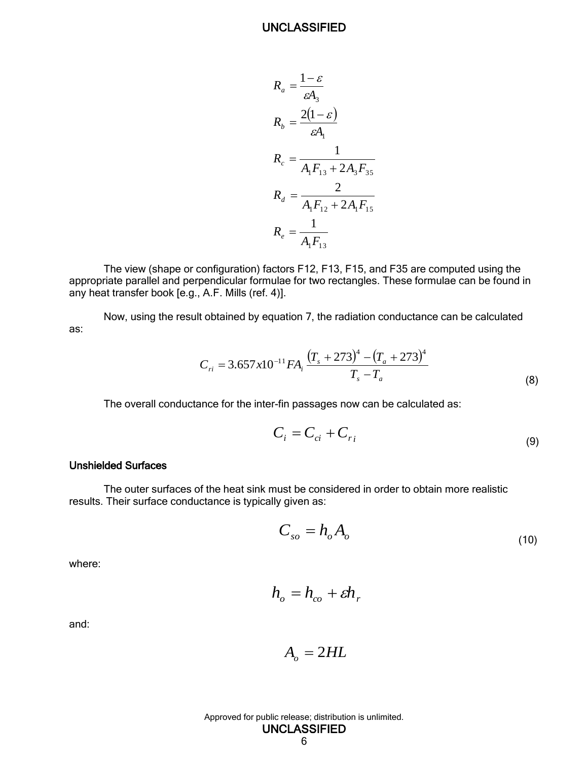$$R_a = \frac{1-\varepsilon}{\varepsilon A_3}$$

$$R_b = \frac{2(1-\varepsilon)}{\varepsilon A_1}$$

$$R_c = \frac{1}{A_1 F_{13} + 2A_3 F_{35}}$$

$$R_d = \frac{2}{A_1 F_{12} + 2A_1 F_{15}}$$

$$R_e = \frac{1}{A_1 F_{13}}$$

The view (shape or configuration) factors F12, F13, F15, and F35 are computed using the appropriate parallel and perpendicular formulae for two rectangles. These formulae can be found in any heat transfer book [e.g., A.F. Mills (ref. 4)].

Now, using the result obtained by equation 7, the radiation conductance can be calculated as:

$$C_{ri} = 3.657x10^{-11} F A_i \frac{(T_s + 273)^4 - (T_a + 273)^4}{T_s - T_a} \tag{8}$$

The overall conductance for the inter-fin passages now can be calculated as:

$$C_i = C_{ci} + C_{ri} \tag{9}$$

### Unshielded Surfaces

The outer surfaces of the heat sink must be considered in order to obtain more realistic results. Their surface conductance is typically given as:

$$C_{so} = h_o A_o \tag{10}$$

where:

$$h_o = h_{co} + \varepsilon h_r$$

and:

$$A_o = 2HL$$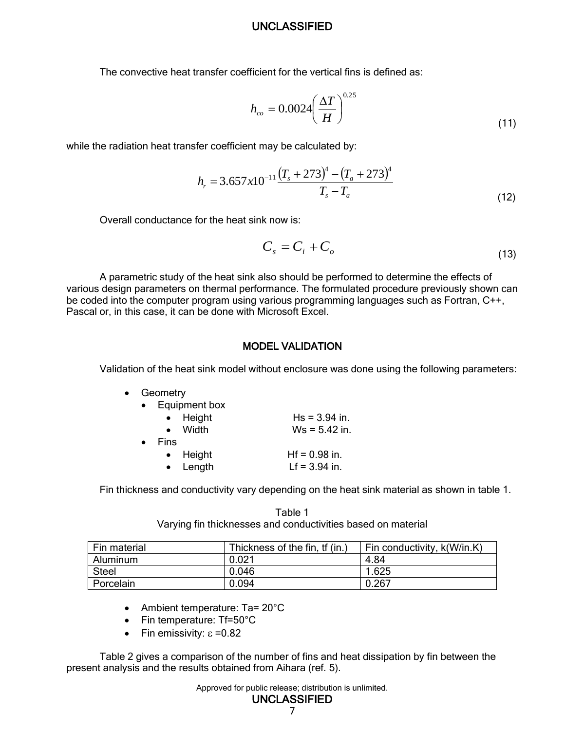The convective heat transfer coefficient for the vertical fins is defined as:

$$h_{co} = 0.0024\left(\frac{\Delta T}{H}\right)^{0.25} \tag{11}$$

while the radiation heat transfer coefficient may be calculated by:

$$h_r = 3.657x10^{-11}\frac{(T_s + 273)^4 - (T_a + 273)^4}{T_s - T_a} \tag{12}$$

Overall conductance for the heat sink now is:

$$C_s = C_i + C_o \tag{13}$$

A parametric study of the heat sink also should be performed to determine the effects of various design parameters on thermal performance. The formulated procedure previously shown can be coded into the computer program using various programming languages such as Fortran, C++, Pascal or, in this case, it can be done with Microsoft Excel.

## MODEL VALIDATION

Validation of the heat sink model without enclosure was done using the following parameters:

- Geometry
  - Equipment box
    - Height: Hs = 3.94 in.
    - Width: Ws = 5.42 in.
  - Fins
    - Height: Hf = 0.98 in.
    - Length: Lf = 3.94 in.

Fin thickness and conductivity vary depending on the heat sink material as shown in table 1.

Table 1
Varying fin thicknesses and conductivities based on material

| Fin material | Thickness of the fin, tf (in.) | Fin conductivity, k(W/in.K) |
|---|---|---|
| Aluminum | 0.021 | 4.84 |
| Steel | 0.046 | 1.625 |
| Porcelain | 0.094 | 0.267 |

- Ambient temperature: Ta= 20°C
- Fin temperature: Tf=50°C
- Fin emissivity: $\varepsilon$ =0.82

Table 2 gives a comparison of the number of fins and heat dissipation by fin between the present analysis and the results obtained from Aihara (ref. 5).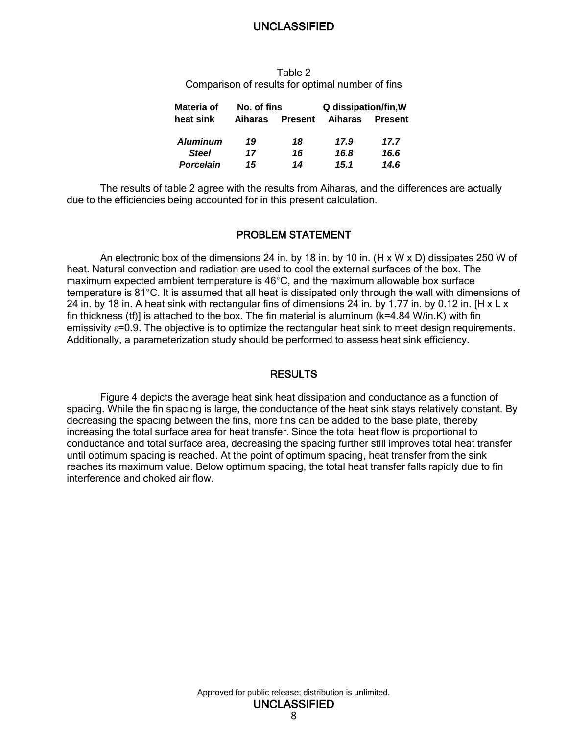Table 2
Comparison of results for optimal number of fins

| Materia of heat sink | No. of fins | | Q dissipation/fin,W | |
|---|---|---|---|---|
| | Aiharas | Present | Aiharas | Present |
| *Aluminum* | *19* | *18* | *17.9* | *17.7* |
| *Steel* | *17* | *16* | *16.8* | *16.6* |
| *Porcelain* | *15* | *14* | *15.1* | *14.6* |

The results of table 2 agree with the results from Aiharas, and the differences are actually due to the efficiencies being accounted for in this present calculation.

## PROBLEM STATEMENT

An electronic box of the dimensions 24 in. by 18 in. by 10 in. (H x W x D) dissipates 250 W of heat. Natural convection and radiation are used to cool the external surfaces of the box. The maximum expected ambient temperature is 46°C, and the maximum allowable box surface temperature is 81°C. It is assumed that all heat is dissipated only through the wall with dimensions of 24 in. by 18 in. A heat sink with rectangular fins of dimensions 24 in. by 1.77 in. by 0.12 in. [H x L x fin thickness (tf)] is attached to the box. The fin material is aluminum (k=4.84 W/in.K) with fin emissivity $\varepsilon$=0.9. The objective is to optimize the rectangular heat sink to meet design requirements. Additionally, a parameterization study should be performed to assess heat sink efficiency.

## RESULTS

Figure 4 depicts the average heat sink heat dissipation and conductance as a function of spacing. While the fin spacing is large, the conductance of the heat sink stays relatively constant. By decreasing the spacing between the fins, more fins can be added to the base plate, thereby increasing the total surface area for heat transfer. Since the total heat flow is proportional to conductance and total surface area, decreasing the spacing further still improves total heat transfer until optimum spacing is reached. At the point of optimum spacing, heat transfer from the sink reaches its maximum value. Below optimum spacing, the total heat transfer falls rapidly due to fin interference and choked air flow.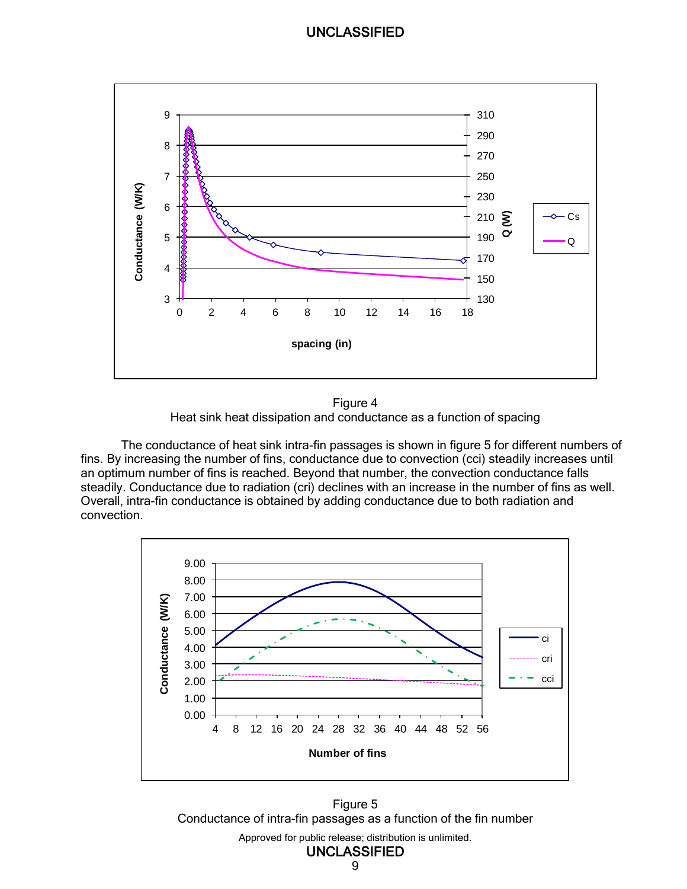Figure 4
Heat sink heat dissipation and conductance as a function of spacing

The conductance of heat sink intra-fin passages is shown in figure 5 for different numbers of fins. By increasing the number of fins, conductance due to convection (cci) steadily increases until an optimum number of fins is reached. Beyond that number, the convection conductance falls steadily. Conductance due to radiation (cri) declines with an increase in the number of fins as well. Overall, intra-fin conductance is obtained by adding conductance due to both radiation and convection.

Figure 5
Conductance of intra-fin passages as a function of the fin number

Approved for public release; distribution is unlimited.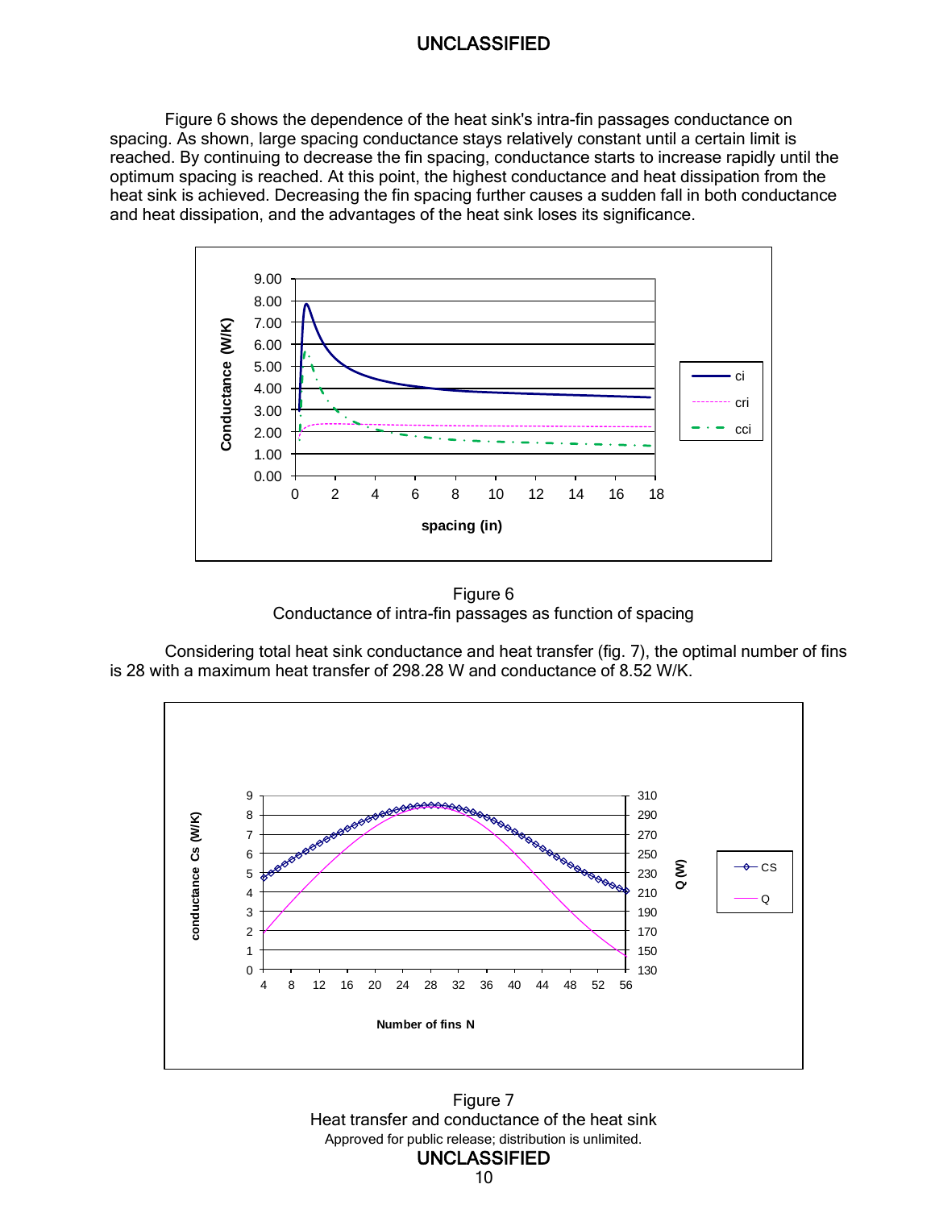Figure 6 shows the dependence of the heat sink's intra-fin passages conductance on spacing. As shown, large spacing conductance stays relatively constant until a certain limit is reached. By continuing to decrease the fin spacing, conductance starts to increase rapidly until the optimum spacing is reached. At this point, the highest conductance and heat dissipation from the heat sink is achieved. Decreasing the fin spacing further causes a sudden fall in both conductance and heat dissipation, and the advantages of the heat sink loses its significance.

Figure 6
Conductance of intra-fin passages as function of spacing

Considering total heat sink conductance and heat transfer (fig. 7), the optimal number of fins is 28 with a maximum heat transfer of 298.28 W and conductance of 8.52 W/K.

Figure 7
Heat transfer and conductance of the heat sink

Approved for public release; distribution is unlimited.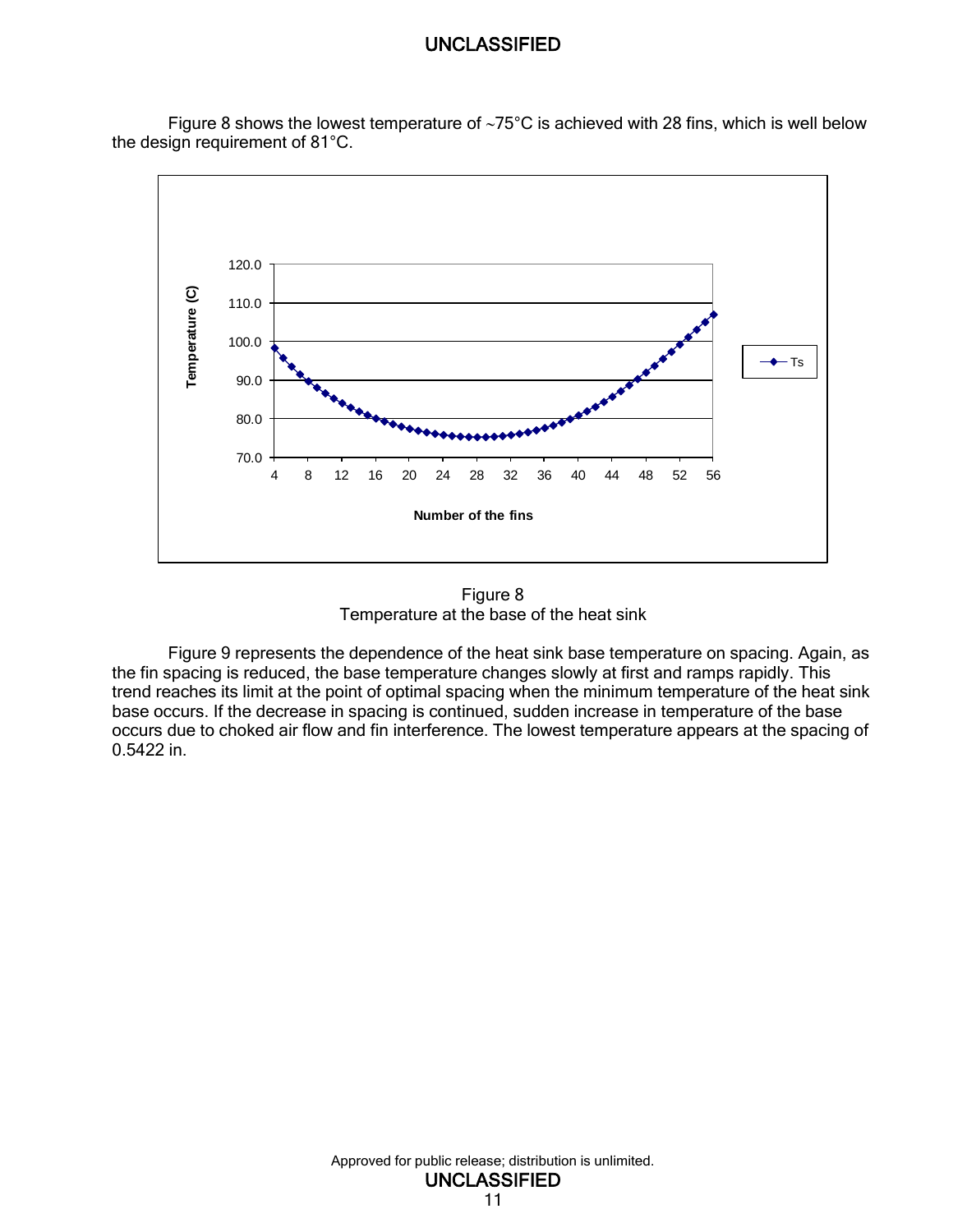Figure 8 shows the lowest temperature of ~75°C is achieved with 28 fins, which is well below the design requirement of 81°C.

Figure 8
Temperature at the base of the heat sink

Figure 9 represents the dependence of the heat sink base temperature on spacing. Again, as the fin spacing is reduced, the base temperature changes slowly at first and ramps rapidly. This trend reaches its limit at the point of optimal spacing when the minimum temperature of the heat sink base occurs. If the decrease in spacing is continued, sudden increase in temperature of the base occurs due to choked air flow and fin interference. The lowest temperature appears at the spacing of 0.5422 in.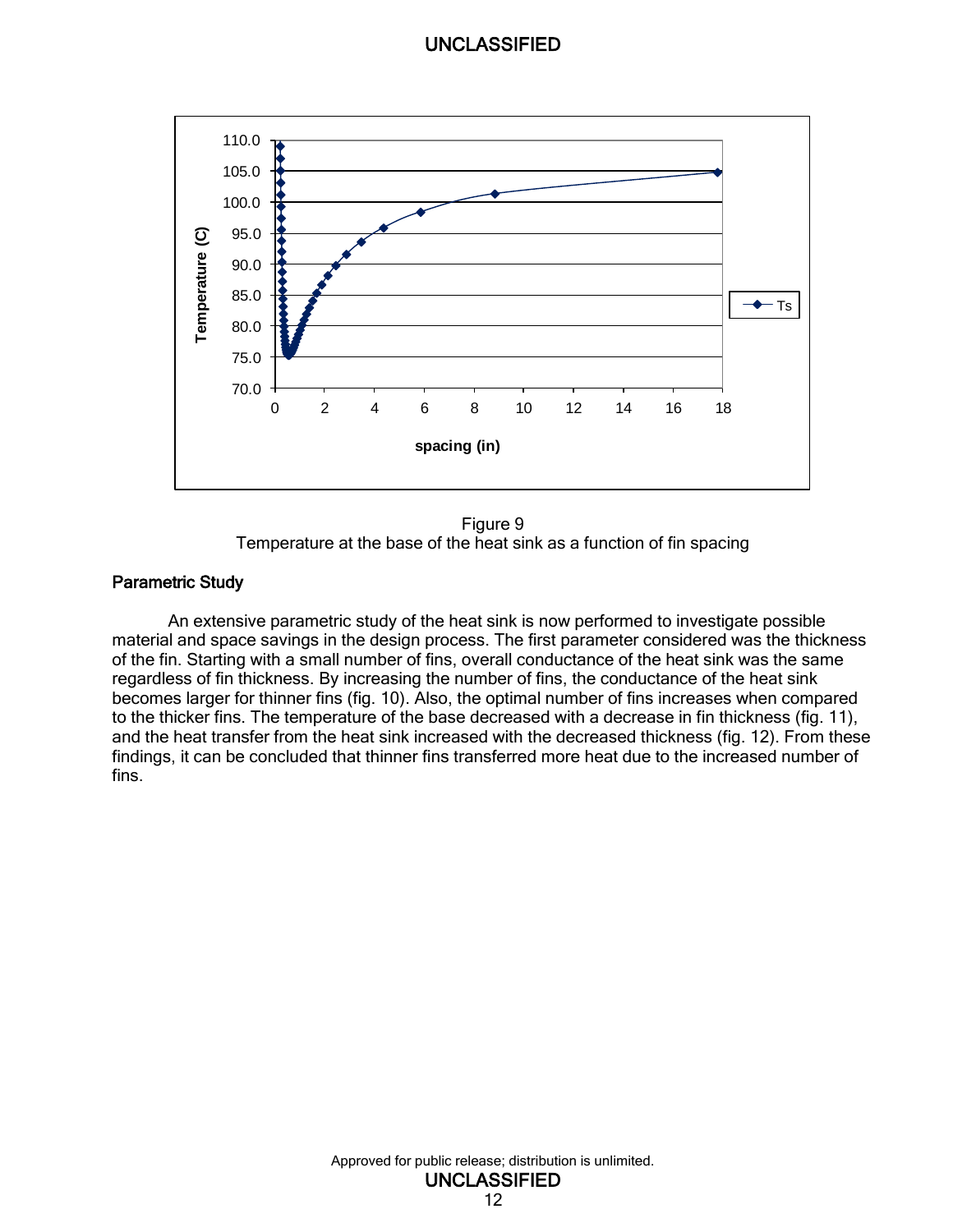Figure 9
Temperature at the base of the heat sink as a function of fin spacing

## Parametric Study

An extensive parametric study of the heat sink is now performed to investigate possible material and space savings in the design process. The first parameter considered was the thickness of the fin. Starting with a small number of fins, overall conductance of the heat sink was the same regardless of fin thickness. By increasing the number of fins, the conductance of the heat sink becomes larger for thinner fins (fig. 10). Also, the optimal number of fins increases when compared to the thicker fins. The temperature of the base decreased with a decrease in fin thickness (fig. 11), and the heat transfer from the heat sink increased with the decreased thickness (fig. 12). From these findings, it can be concluded that thinner fins transferred more heat due to the increased number of fins.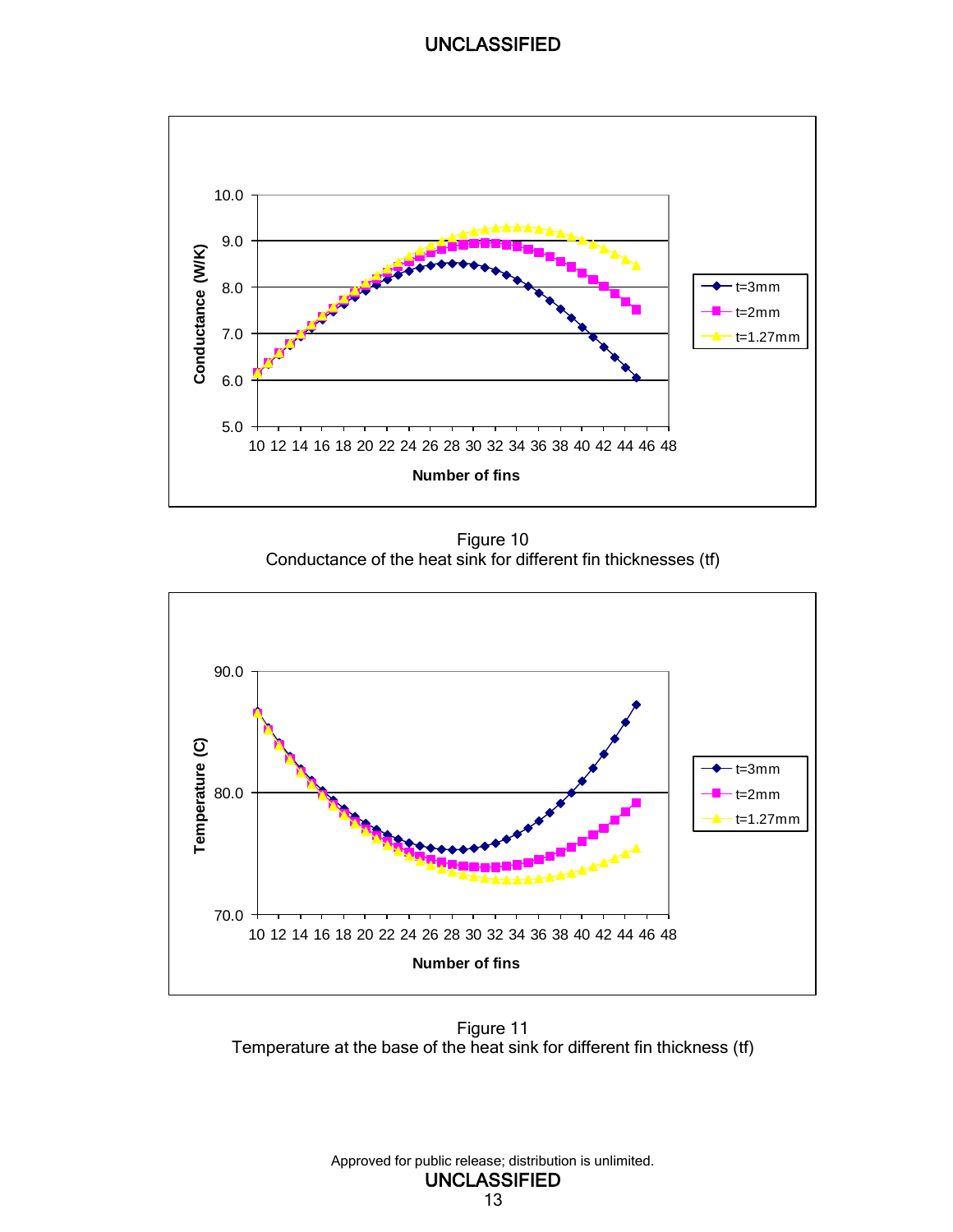Figure 10
Conductance of the heat sink for different fin thicknesses (tf)

Figure 11
Temperature at the base of the heat sink for different fin thickness (tf)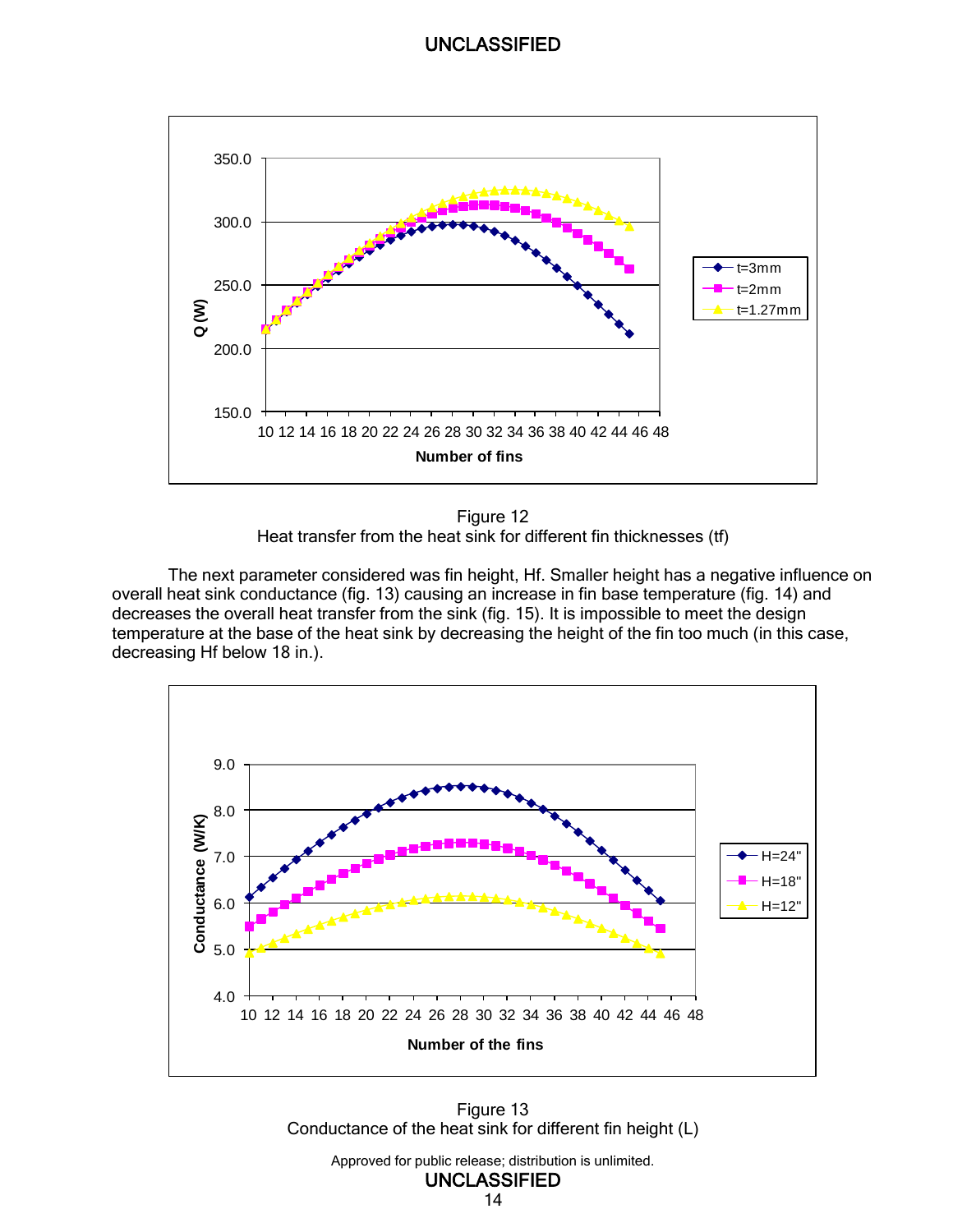Figure 12
Heat transfer from the heat sink for different fin thicknesses (tf)

The next parameter considered was fin height, Hf. Smaller height has a negative influence on overall heat sink conductance (fig. 13) causing an increase in fin base temperature (fig. 14) and decreases the overall heat transfer from the sink (fig. 15). It is impossible to meet the design temperature at the base of the heat sink by decreasing the height of the fin too much (in this case, decreasing Hf below 18 in.).

Figure 13
Conductance of the heat sink for different fin height (L)

Approved for public release; distribution is unlimited.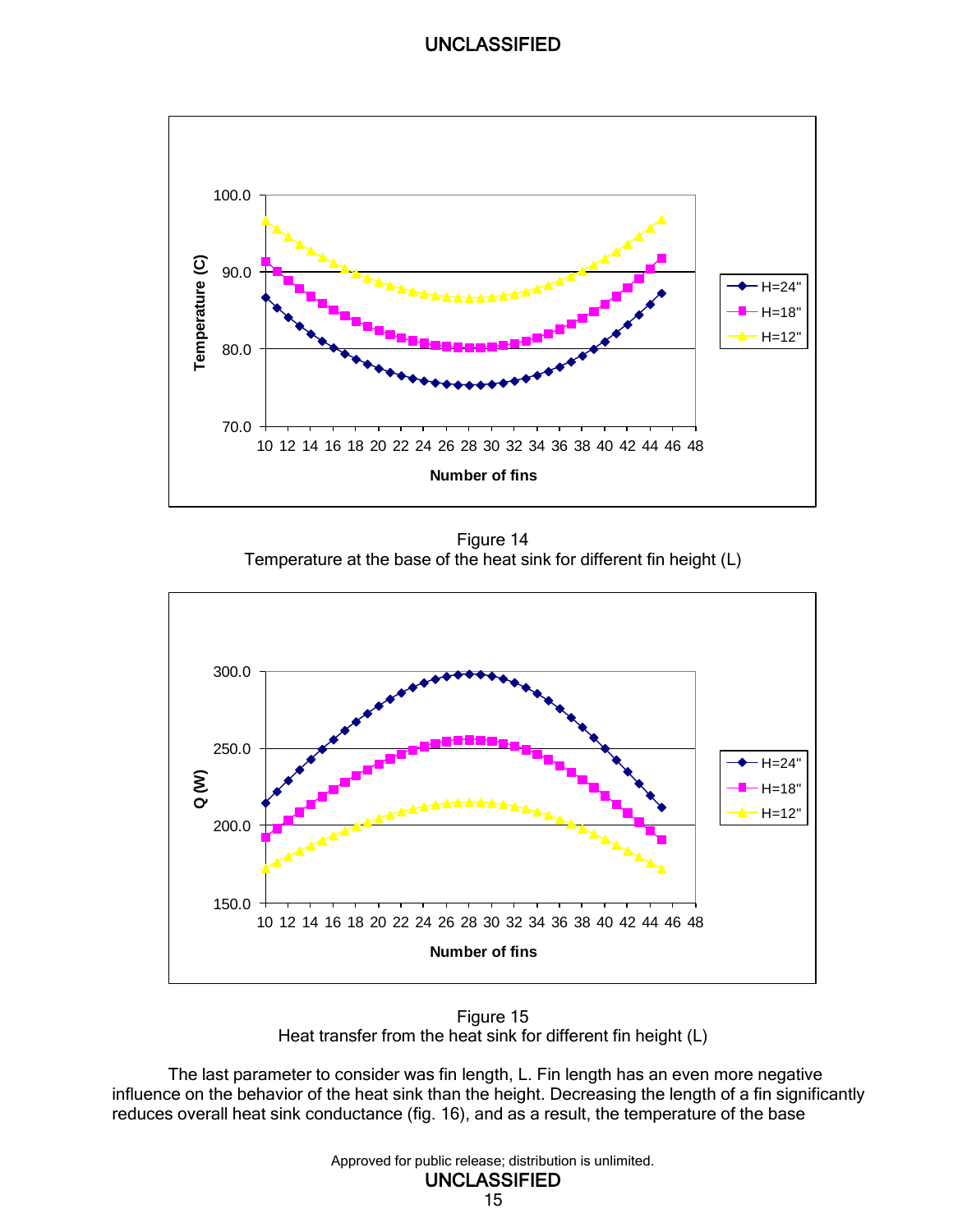Figure 14
Temperature at the base of the heat sink for different fin height (L)

Figure 15
Heat transfer from the heat sink for different fin height (L)

The last parameter to consider was fin length, L. Fin length has an even more negative influence on the behavior of the heat sink than the height. Decreasing the length of a fin significantly reduces overall heat sink conductance (fig. 16), and as a result, the temperature of the base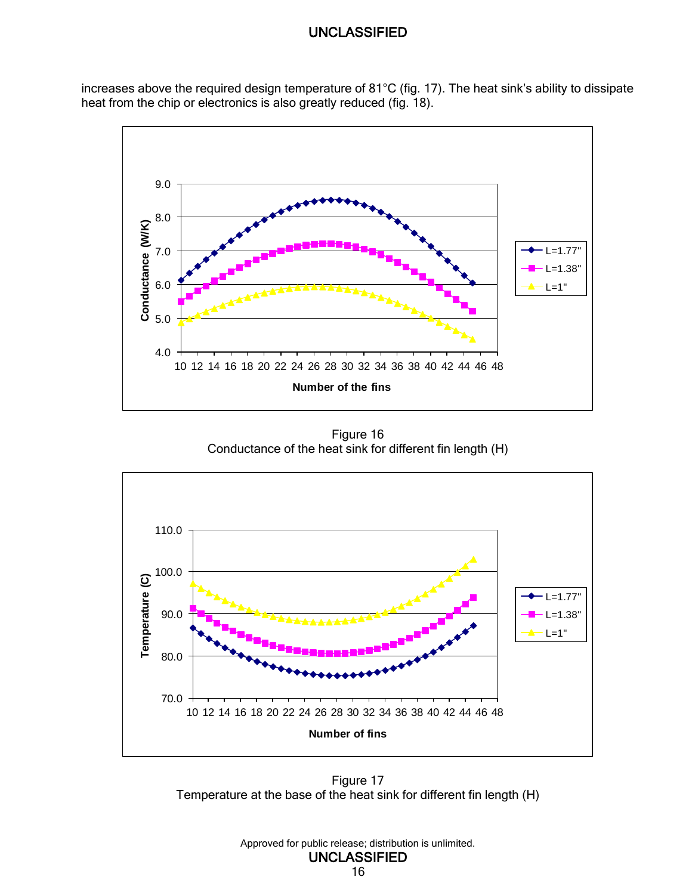increases above the required design temperature of 81°C (fig. 17). The heat sink's ability to dissipate heat from the chip or electronics is also greatly reduced (fig. 18).

Figure 16
Conductance of the heat sink for different fin length (H)

Figure 17
Temperature at the base of the heat sink for different fin length (H)

Approved for public release; distribution is unlimited.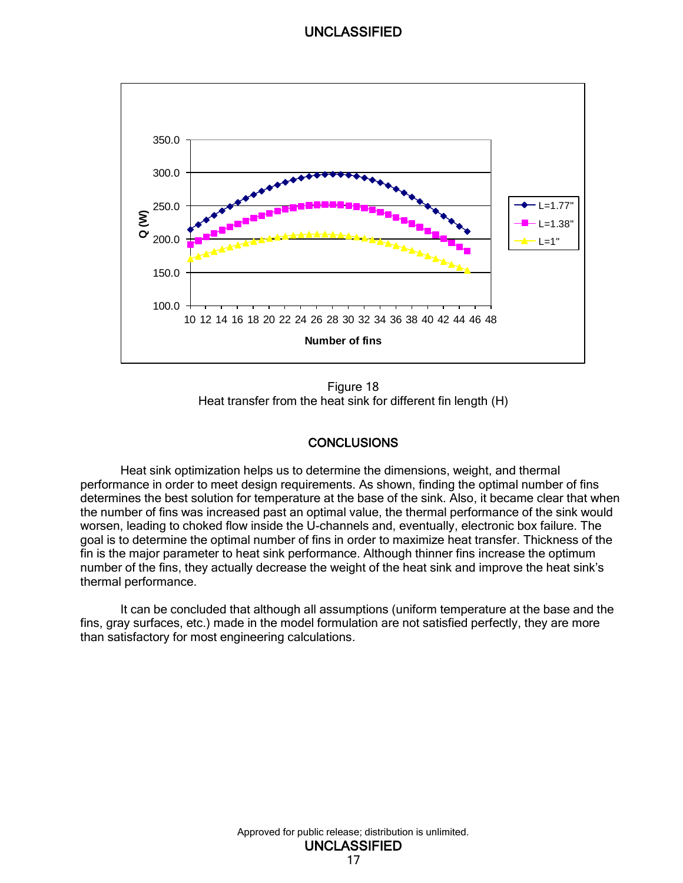Figure 18
Heat transfer from the heat sink for different fin length (H)

## CONCLUSIONS

Heat sink optimization helps us to determine the dimensions, weight, and thermal performance in order to meet design requirements. As shown, finding the optimal number of fins determines the best solution for temperature at the base of the sink. Also, it became clear that when the number of fins was increased past an optimal value, the thermal performance of the sink would worsen, leading to choked flow inside the U-channels and, eventually, electronic box failure. The goal is to determine the optimal number of fins in order to maximize heat transfer. Thickness of the fin is the major parameter to heat sink performance. Although thinner fins increase the optimum number of the fins, they actually decrease the weight of the heat sink and improve the heat sink's thermal performance.

It can be concluded that although all assumptions (uniform temperature at the base and the fins, gray surfaces, etc.) made in the model formulation are not satisfied perfectly, they are more than satisfactory for most engineering calculations.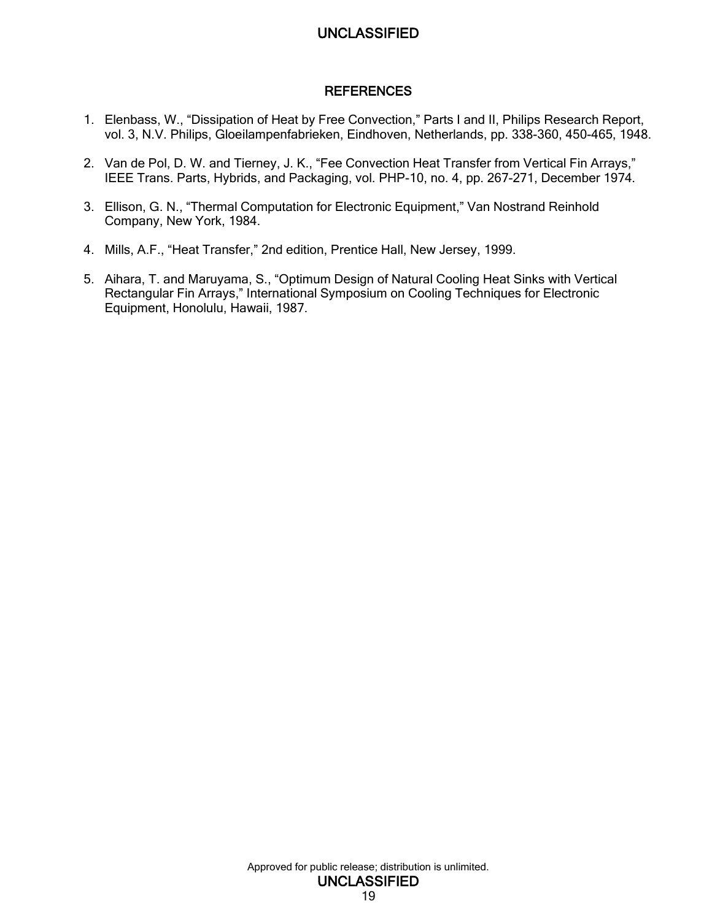## REFERENCES

1. Elenbass, W., "Dissipation of Heat by Free Convection," Parts I and II, Philips Research Report, vol. 3, N.V. Philips, Gloeilampenfabrieken, Eindhoven, Netherlands, pp. 338-360, 450-465, 1948.

2. Van de Pol, D. W. and Tierney, J. K., "Fee Convection Heat Transfer from Vertical Fin Arrays," IEEE Trans. Parts, Hybrids, and Packaging, vol. PHP-10, no. 4, pp. 267-271, December 1974.

3. Ellison, G. N., "Thermal Computation for Electronic Equipment," Van Nostrand Reinhold Company, New York, 1984.

4. Mills, A.F., "Heat Transfer," 2nd edition, Prentice Hall, New Jersey, 1999.

5. Aihara, T. and Maruyama, S., "Optimum Design of Natural Cooling Heat Sinks with Vertical Rectangular Fin Arrays," International Symposium on Cooling Techniques for Electronic Equipment, Honolulu, Hawaii, 1987.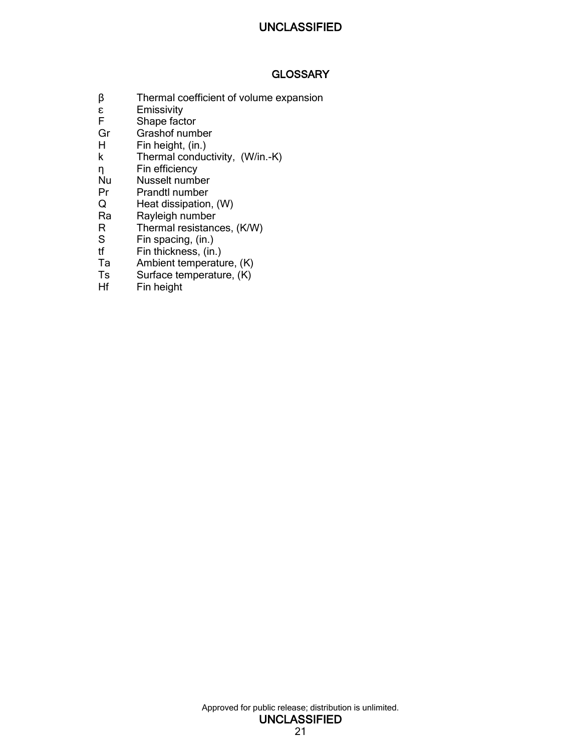## GLOSSARY

| | |
|---|---|
| $\beta$ | Thermal coefficient of volume expansion |
| $\varepsilon$ | Emissivity |
| F | Shape factor |
| Gr | Grashof number |
| H | Fin height, (in.) |
| k | Thermal conductivity, (W/in.-K) |
| $\eta$ | Fin efficiency |
| Nu | Nusselt number |
| Pr | Prandtl number |
| Q | Heat dissipation, (W) |
| Ra | Rayleigh number |
| R | Thermal resistances, (K/W) |
| S | Fin spacing, (in.) |
| tf | Fin thickness, (in.) |
| Ta | Ambient temperature, (K) |
| Ts | Surface temperature, (K) |
| Hf | Fin height |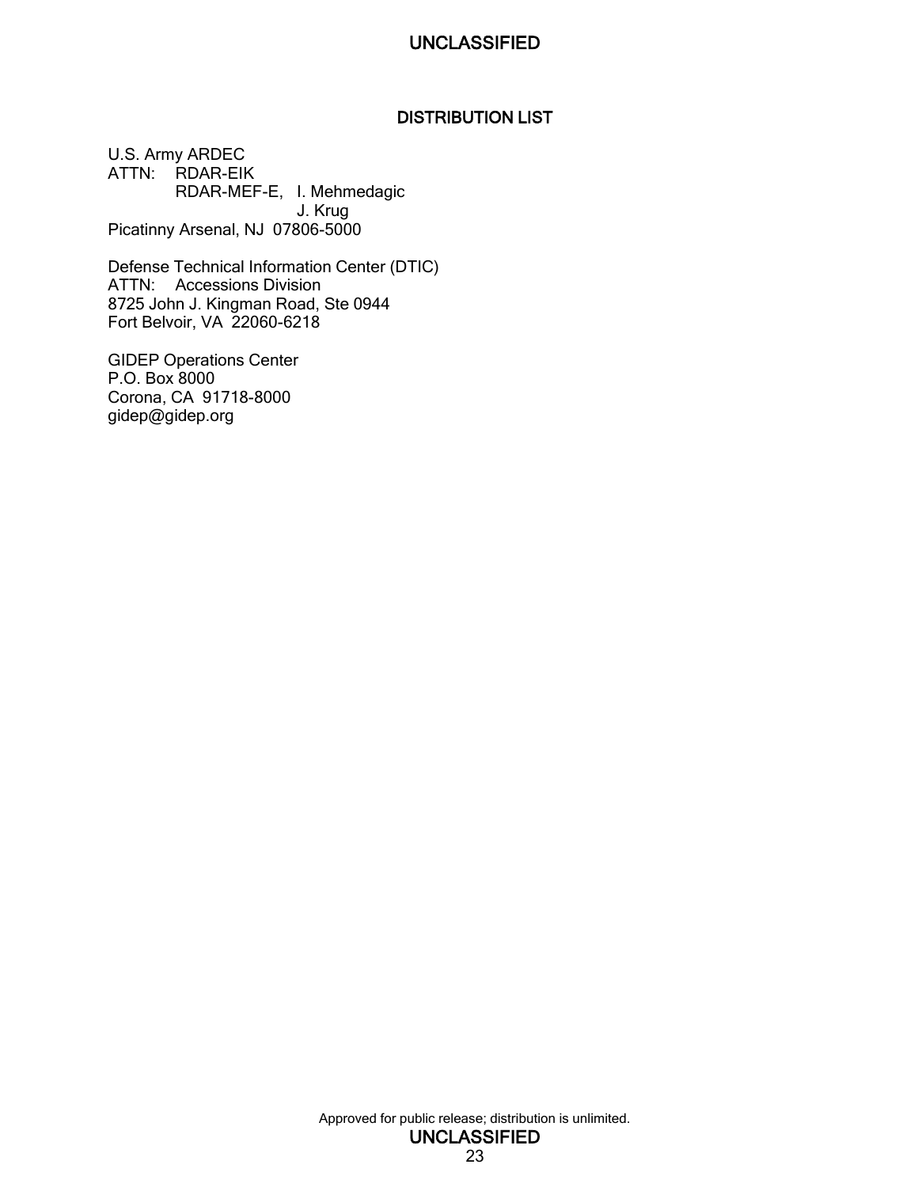# DISTRIBUTION LIST

U.S. Army ARDEC
ATTN: RDAR-EIK
RDAR-MEF-E, I. Mehmedagic
J. Krug
Picatinny Arsenal, NJ 07806-5000

Defense Technical Information Center (DTIC)
ATTN: Accessions Division
8725 John J. Kingman Road, Ste 0944
Fort Belvoir, VA 22060-6218

GIDEP Operations Center
P.O. Box 8000
Corona, CA 91718-8000
gidep@gidep.org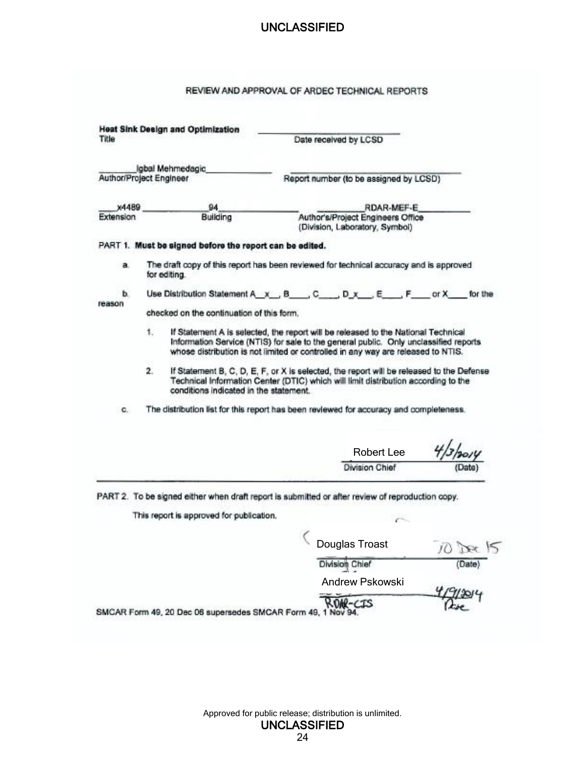UNCLASSIFIED

REVIEW AND APPROVAL OF ARDEC TECHNICAL REPORTS

**Heat Sink Design and Optimization**
Title

Date received by LCSD

Iqbal Mehmedagic
Author/Project Engineer

Report number (to be assigned by LCSD)

x4489 — 94 — RDAR-MEF-E
Extension — Building — Author's/Project Engineers Office (Division, Laboratory, Symbol)

PART 1. **Must be signed before the report can be edited.**

a. The draft copy of this report has been reviewed for technical accuracy and is approved for editing.

b. Use Distribution Statement A\_\_x\_\_, B\_\_\_\_, C\_\_\_\_, D\_x\_\_\_, E\_\_\_\_, F\_\_\_\_ or X\_\_\_\_ for the reason checked on the continuation of this form.

1. If Statement A is selected, the report will be released to the National Technical Information Service (NTIS) for sale to the general public. Only unclassified reports whose distribution is not limited or controlled in any way are released to NTIS.

2. If Statement B, C, D, E, F, or X is selected, the report will be released to the Defense Technical Information Center (DTIC) which will limit distribution according to the conditions indicated in the statement.

c. The distribution list for this report has been reviewed for accuracy and completeness.

Robert Lee — 4/3/2014
Division Chief — (Date)

PART 2. To be signed either when draft report is submitted or after review of reproduction copy.

This report is approved for publication.

Douglas Troast — 10 Dec 15
Division Chief — (Date)

Andrew Pskowski — 4/9/2014
RDAR-CIS — Date

SMCAR Form 49, 20 Dec 06 supersedes SMCAR Form 49, 1 Nov 94.

Approved for public release; distribution is unlimited.

UNCLASSIFIED